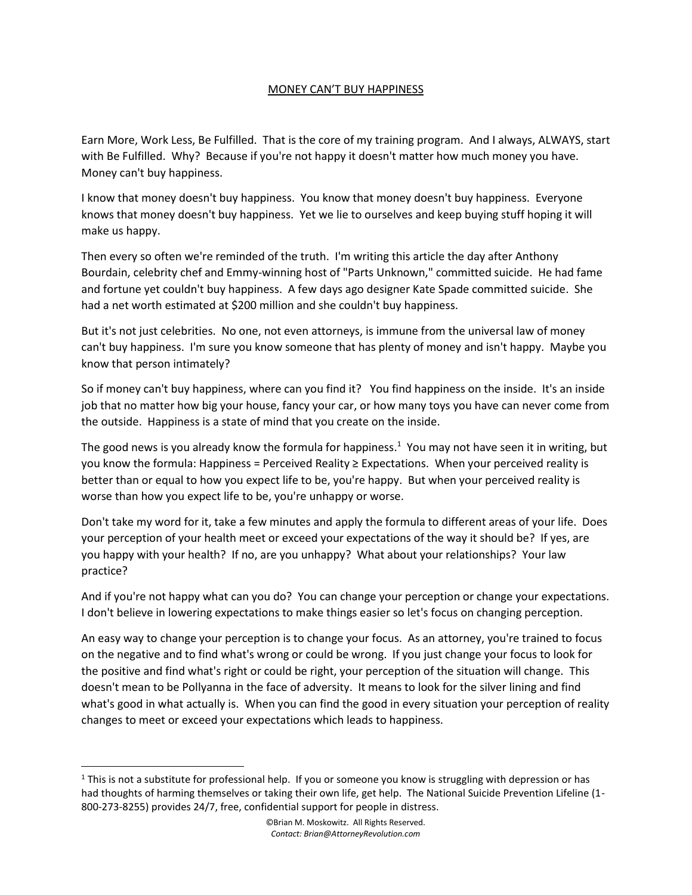# MONEY CAN'T BUY HAPPINESS

Earn More, Work Less, Be Fulfilled. That is the core of my training program. And I always, ALWAYS, start with Be Fulfilled. Why? Because if you're not happy it doesn't matter how much money you have. Money can't buy happiness.

I know that money doesn't buy happiness. You know that money doesn't buy happiness. Everyone knows that money doesn't buy happiness. Yet we lie to ourselves and keep buying stuff hoping it will make us happy.

Then every so often we're reminded of the truth. I'm writing this article the day after Anthony Bourdain, celebrity chef and Emmy-winning host of "Parts Unknown," committed suicide. He had fame and fortune yet couldn't buy happiness. A few days ago designer Kate Spade committed suicide. She had a net worth estimated at $200 million and she couldn't buy happiness.

But it's not just celebrities. No one, not even attorneys, is immune from the universal law of money can't buy happiness. I'm sure you know someone that has plenty of money and isn't happy. Maybe you know that person intimately?

So if money can't buy happiness, where can you find it? You find happiness on the inside. It's an inside job that no matter how big your house, fancy your car, or how many toys you have can never come from the outside. Happiness is a state of mind that you create on the inside.

The good news is you already know the formula for happiness.[1] You may not have seen it in writing, but you know the formula: Happiness = Perceived Reality ≥ Expectations. When your perceived reality is better than or equal to how you expect life to be, you're happy. But when your perceived reality is worse than how you expect life to be, you're unhappy or worse.

Don't take my word for it, take a few minutes and apply the formula to different areas of your life. Does your perception of your health meet or exceed your expectations of the way it should be? If yes, are you happy with your health? If no, are you unhappy? What about your relationships? Your law practice?

And if you're not happy what can you do? You can change your perception or change your expectations. I don't believe in lowering expectations to make things easier so let's focus on changing perception.

An easy way to change your perception is to change your focus. As an attorney, you're trained to focus on the negative and to find what's wrong or could be wrong. If you just change your focus to look for the positive and find what's right or could be right, your perception of the situation will change. This doesn't mean to be Pollyanna in the face of adversity. It means to look for the silver lining and find what's good in what actually is. When you can find the good in every situation your perception of reality changes to meet or exceed your expectations which leads to happiness.

---

[1] This is not a substitute for professional help. If you or someone you know is struggling with depression or has had thoughts of harming themselves or taking their own life, get help. The National Suicide Prevention Lifeline (1-800-273-8255) provides 24/7, free, confidential support for people in distress.

©Brian M. Moskowitz. All Rights Reserved.
*Contact: Brian@AttorneyRevolution.com*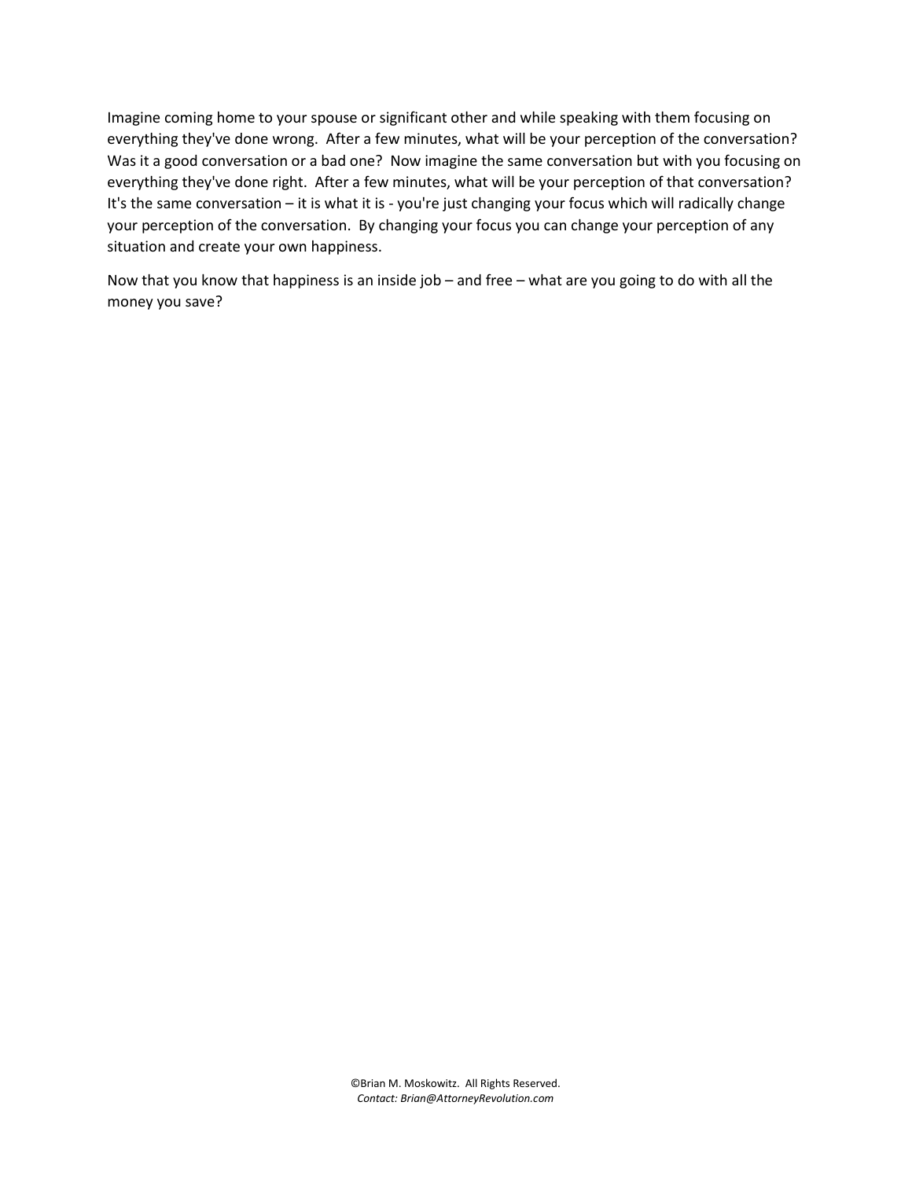Imagine coming home to your spouse or significant other and while speaking with them focusing on everything they've done wrong. After a few minutes, what will be your perception of the conversation? Was it a good conversation or a bad one? Now imagine the same conversation but with you focusing on everything they've done right. After a few minutes, what will be your perception of that conversation? It's the same conversation – it is what it is - you're just changing your focus which will radically change your perception of the conversation. By changing your focus you can change your perception of any situation and create your own happiness.

Now that you know that happiness is an inside job – and free – what are you going to do with all the money you save?

©Brian M. Moskowitz. All Rights Reserved.
*Contact: Brian@AttorneyRevolution.com*